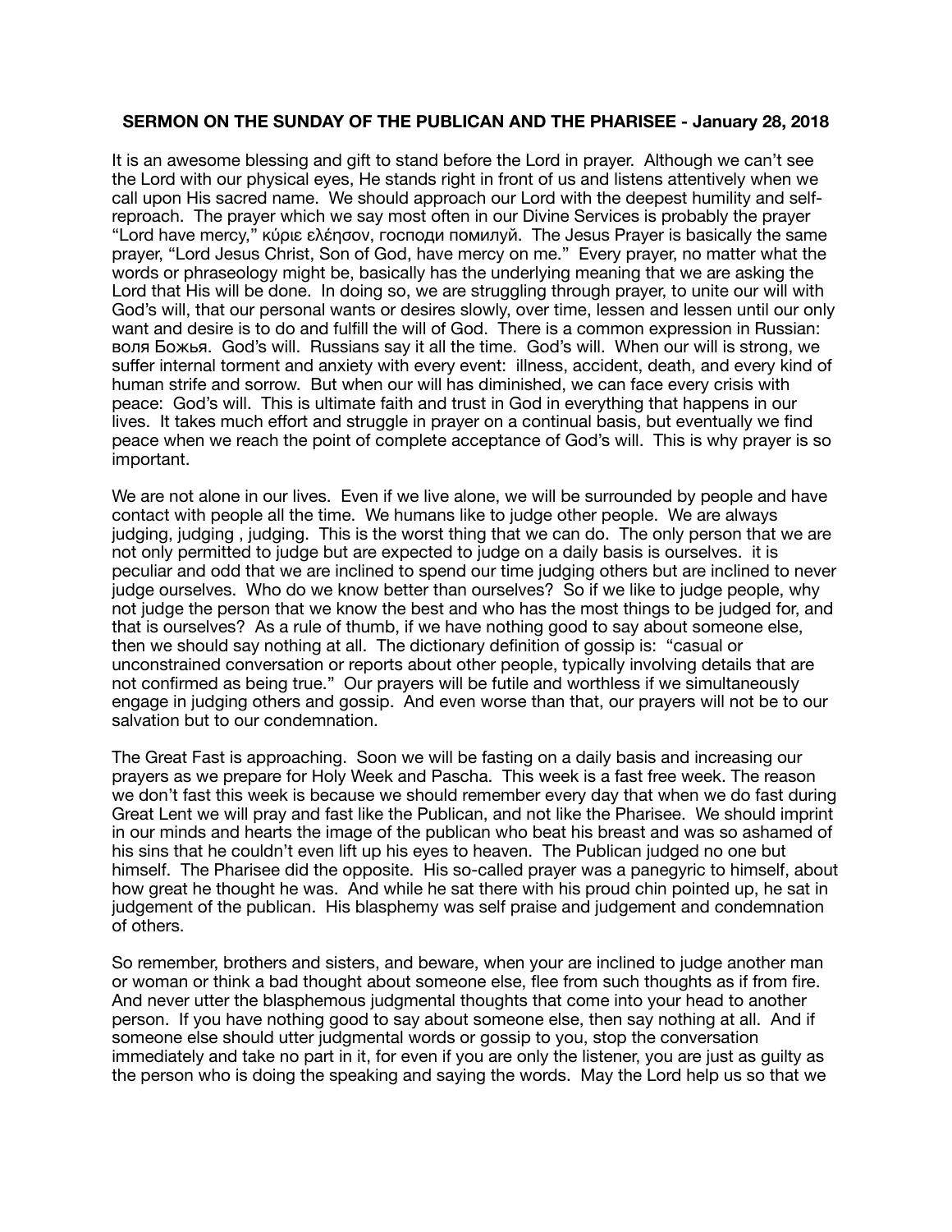**SERMON ON THE SUNDAY OF THE PUBLICAN AND THE PHARISEE - January 28, 2018**

It is an awesome blessing and gift to stand before the Lord in prayer. Although we can't see the Lord with our physical eyes, He stands right in front of us and listens attentively when we call upon His sacred name. We should approach our Lord with the deepest humility and self-reproach. The prayer which we say most often in our Divine Services is probably the prayer "Lord have mercy," κύριε ελέησον, господи помилуй. The Jesus Prayer is basically the same prayer, "Lord Jesus Christ, Son of God, have mercy on me." Every prayer, no matter what the words or phraseology might be, basically has the underlying meaning that we are asking the Lord that His will be done. In doing so, we are struggling through prayer, to unite our will with God's will, that our personal wants or desires slowly, over time, lessen and lessen until our only want and desire is to do and fulfill the will of God. There is a common expression in Russian: воля Божья. God's will. Russians say it all the time. God's will. When our will is strong, we suffer internal torment and anxiety with every event: illness, accident, death, and every kind of human strife and sorrow. But when our will has diminished, we can face every crisis with peace: God's will. This is ultimate faith and trust in God in everything that happens in our lives. It takes much effort and struggle in prayer on a continual basis, but eventually we find peace when we reach the point of complete acceptance of God's will. This is why prayer is so important.

We are not alone in our lives. Even if we live alone, we will be surrounded by people and have contact with people all the time. We humans like to judge other people. We are always judging, judging , judging. This is the worst thing that we can do. The only person that we are not only permitted to judge but are expected to judge on a daily basis is ourselves. it is peculiar and odd that we are inclined to spend our time judging others but are inclined to never judge ourselves. Who do we know better than ourselves? So if we like to judge people, why not judge the person that we know the best and who has the most things to be judged for, and that is ourselves? As a rule of thumb, if we have nothing good to say about someone else, then we should say nothing at all. The dictionary definition of gossip is: "casual or unconstrained conversation or reports about other people, typically involving details that are not confirmed as being true." Our prayers will be futile and worthless if we simultaneously engage in judging others and gossip. And even worse than that, our prayers will not be to our salvation but to our condemnation.

The Great Fast is approaching. Soon we will be fasting on a daily basis and increasing our prayers as we prepare for Holy Week and Pascha. This week is a fast free week. The reason we don't fast this week is because we should remember every day that when we do fast during Great Lent we will pray and fast like the Publican, and not like the Pharisee. We should imprint in our minds and hearts the image of the publican who beat his breast and was so ashamed of his sins that he couldn't even lift up his eyes to heaven. The Publican judged no one but himself. The Pharisee did the opposite. His so-called prayer was a panegyric to himself, about how great he thought he was. And while he sat there with his proud chin pointed up, he sat in judgement of the publican. His blasphemy was self praise and judgement and condemnation of others.

So remember, brothers and sisters, and beware, when your are inclined to judge another man or woman or think a bad thought about someone else, flee from such thoughts as if from fire. And never utter the blasphemous judgmental thoughts that come into your head to another person. If you have nothing good to say about someone else, then say nothing at all. And if someone else should utter judgmental words or gossip to you, stop the conversation immediately and take no part in it, for even if you are only the listener, you are just as guilty as the person who is doing the speaking and saying the words. May the Lord help us so that we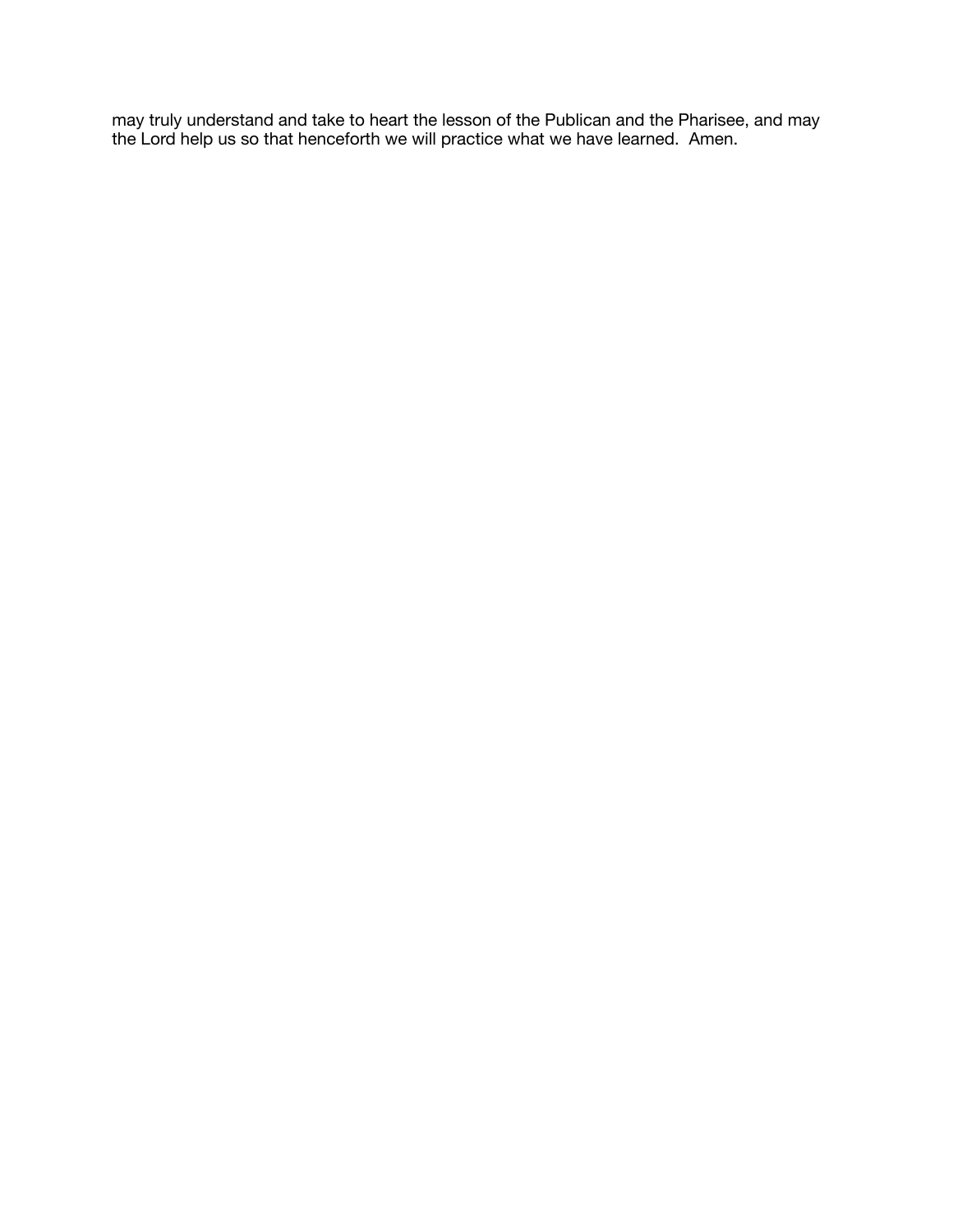may truly understand and take to heart the lesson of the Publican and the Pharisee, and may the Lord help us so that henceforth we will practice what we have learned. Amen.